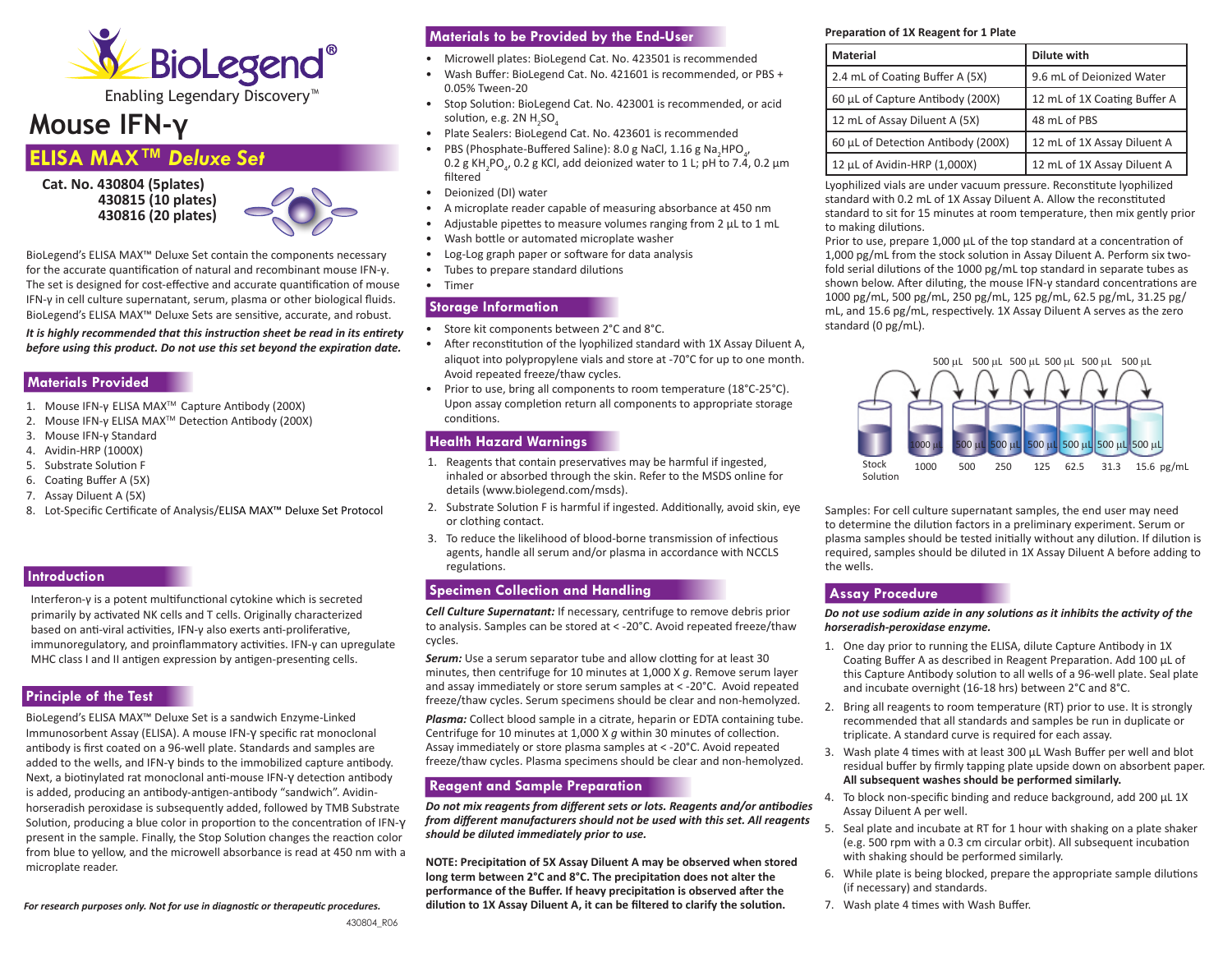# Mouse IFN-γ

## ELISA MAX™ *Deluxe Set*

**Cat. No. 430804 (5plates)**
**430815 (10 plates)**
**430816 (20 plates)**

BioLegend's ELISA MAX™ Deluxe Set contain the components necessary for the accurate quantification of natural and recombinant mouse IFN-γ. The set is designed for cost-effective and accurate quantification of mouse IFN-γ in cell culture supernatant, serum, plasma or other biological fluids. BioLegend's ELISA MAX™ Deluxe Sets are sensitive, accurate, and robust.

***It is highly recommended that this instruction sheet be read in its entirety before using this product. Do not use this set beyond the expiration date.***

## Materials Provided

1. Mouse IFN-γ ELISA MAX™ Capture Antibody (200X)
2. Mouse IFN-γ ELISA MAX™ Detection Antibody (200X)
3. Mouse IFN-γ Standard
4. Avidin-HRP (1000X)
5. Substrate Solution F
6. Coating Buffer A (5X)
7. Assay Diluent A (5X)
8. Lot-Specific Certificate of Analysis/ELISA MAX™ Deluxe Set Protocol

## Introduction

Interferon-γ is a potent multifunctional cytokine which is secreted primarily by activated NK cells and T cells. Originally characterized based on anti-viral activities, IFN-γ also exerts anti-proliferative, immunoregulatory, and proinflammatory activities. IFN-γ can upregulate MHC class I and II antigen expression by antigen-presenting cells.

## Principle of the Test

BioLegend's ELISA MAX™ Deluxe Set is a sandwich Enzyme-Linked Immunosorbent Assay (ELISA). A mouse IFN-γ specific rat monoclonal antibody is first coated on a 96-well plate. Standards and samples are added to the wells, and IFN-γ binds to the immobilized capture antibody. Next, a biotinylated rat monoclonal anti-mouse IFN-γ detection antibody is added, producing an antibody-antigen-antibody "sandwich". Avidin-horseradish peroxidase is subsequently added, followed by TMB Substrate Solution, producing a blue color in proportion to the concentration of IFN-γ present in the sample. Finally, the Stop Solution changes the reaction color from blue to yellow, and the microwell absorbance is read at 450 nm with a microplate reader.

*For research purposes only. Not for use in diagnostic or therapeutic procedures.*

## Materials to be Provided by the End-User

- Microwell plates: BioLegend Cat. No. 423501 is recommended
- Wash Buffer: BioLegend Cat. No. 421601 is recommended, or PBS + 0.05% Tween-20
- Stop Solution: BioLegend Cat. No. 423001 is recommended, or acid solution, e.g. 2N $H_2SO_4$
- Plate Sealers: BioLegend Cat. No. 423601 is recommended
- PBS (Phosphate-Buffered Saline): 8.0 g NaCl, 1.16 g $Na_2HPO_4$, 0.2 g $KH_2PO_4$, 0.2 g KCl, add deionized water to 1 L; pH to 7.4, 0.2 µm filtered
- Deionized (DI) water
- A microplate reader capable of measuring absorbance at 450 nm
- Adjustable pipettes to measure volumes ranging from 2 µL to 1 mL
- Wash bottle or automated microplate washer
- Log-Log graph paper or software for data analysis
- Tubes to prepare standard dilutions
- Timer

## Storage Information

- Store kit components between 2°C and 8°C.
- After reconstitution of the lyophilized standard with 1X Assay Diluent A, aliquot into polypropylene vials and store at -70°C for up to one month. Avoid repeated freeze/thaw cycles.
- Prior to use, bring all components to room temperature (18°C-25°C). Upon assay completion return all components to appropriate storage conditions.

## Health Hazard Warnings

1. Reagents that contain preservatives may be harmful if ingested, inhaled or absorbed through the skin. Refer to the MSDS online for details (www.biolegend.com/msds).
2. Substrate Solution F is harmful if ingested. Additionally, avoid skin, eye or clothing contact.
3. To reduce the likelihood of blood-borne transmission of infectious agents, handle all serum and/or plasma in accordance with NCCLS regulations.

## Specimen Collection and Handling

***Cell Culture Supernatant:*** If necessary, centrifuge to remove debris prior to analysis. Samples can be stored at < -20°C. Avoid repeated freeze/thaw cycles.

***Serum:*** Use a serum separator tube and allow clotting for at least 30 minutes, then centrifuge for 10 minutes at 1,000 X *g*. Remove serum layer and assay immediately or store serum samples at < -20°C. Avoid repeated freeze/thaw cycles. Serum specimens should be clear and non-hemolyzed.

***Plasma:*** Collect blood sample in a citrate, heparin or EDTA containing tube. Centrifuge for 10 minutes at 1,000 X *g* within 30 minutes of collection. Assay immediately or store plasma samples at < -20°C. Avoid repeated freeze/thaw cycles. Plasma specimens should be clear and non-hemolyzed.

## Reagent and Sample Preparation

***Do not mix reagents from different sets or lots. Reagents and/or antibodies from different manufacturers should not be used with this set. All reagents should be diluted immediately prior to use.***

**NOTE: Precipitation of 5X Assay Diluent A may be observed when stored long term between 2°C and 8°C. The precipitation does not alter the performance of the Buffer. If heavy precipitation is observed after the dilution to 1X Assay Diluent A, it can be filtered to clarify the solution.**

**Preparation of 1X Reagent for 1 Plate**

| Material | Dilute with |
|---|---|
| 2.4 mL of Coating Buffer A (5X) | 9.6 mL of Deionized Water |
| 60 µL of Capture Antibody (200X) | 12 mL of 1X Coating Buffer A |
| 12 mL of Assay Diluent A (5X) | 48 mL of PBS |
| 60 µL of Detection Antibody (200X) | 12 mL of 1X Assay Diluent A |
| 12 µL of Avidin-HRP (1,000X) | 12 mL of 1X Assay Diluent A |

Lyophilized vials are under vacuum pressure. Reconstitute lyophilized standard with 0.2 mL of 1X Assay Diluent A. Allow the reconstituted standard to sit for 15 minutes at room temperature, then mix gently prior to making dilutions.

Prior to use, prepare 1,000 µL of the top standard at a concentration of 1,000 pg/mL from the stock solution in Assay Diluent A. Perform six two-fold serial dilutions of the 1000 pg/mL top standard in separate tubes as shown below. After diluting, the mouse IFN-γ standard concentrations are 1000 pg/mL, 500 pg/mL, 250 pg/mL, 125 pg/mL, 62.5 pg/mL, 31.25 pg/mL, and 15.6 pg/mL, respectively. 1X Assay Diluent A serves as the zero standard (0 pg/mL).

500 µL 500 µL 500 µL 500 µL 500 µL 500 µL

Stock Solution | 1000 µL: 1000 | 500 µL: 500 | 500 µL: 250 | 500 µL: 125 | 500 µL: 62.5 | 500 µL: 31.3 | 500 µL: 15.6 pg/mL

Samples: For cell culture supernatant samples, the end user may need to determine the dilution factors in a preliminary experiment. Serum or plasma samples should be tested initially without any dilution. If dilution is required, samples should be diluted in 1X Assay Diluent A before adding to the wells.

## Assay Procedure

***Do not use sodium azide in any solutions as it inhibits the activity of the horseradish-peroxidase enzyme.***

1. One day prior to running the ELISA, dilute Capture Antibody in 1X Coating Buffer A as described in Reagent Preparation. Add 100 µL of this Capture Antibody solution to all wells of a 96-well plate. Seal plate and incubate overnight (16-18 hrs) between 2°C and 8°C.
2. Bring all reagents to room temperature (RT) prior to use. It is strongly recommended that all standards and samples be run in duplicate or triplicate. A standard curve is required for each assay.
3. Wash plate 4 times with at least 300 µL Wash Buffer per well and blot residual buffer by firmly tapping plate upside down on absorbent paper. **All subsequent washes should be performed similarly.**
4. To block non-specific binding and reduce background, add 200 µL 1X Assay Diluent A per well.
5. Seal plate and incubate at RT for 1 hour with shaking on a plate shaker (e.g. 500 rpm with a 0.3 cm circular orbit). All subsequent incubation with shaking should be performed similarly.
6. While plate is being blocked, prepare the appropriate sample dilutions (if necessary) and standards.
7. Wash plate 4 times with Wash Buffer.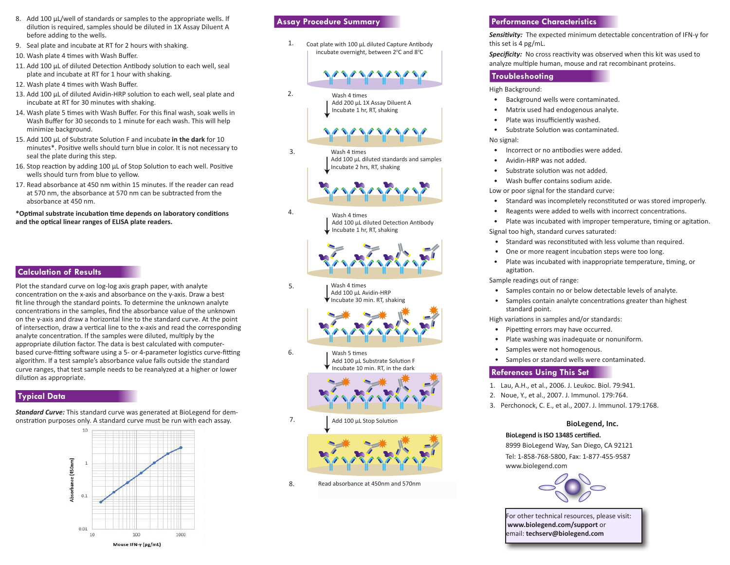8. Add 100 µL/well of standards or samples to the appropriate wells. If dilution is required, samples should be diluted in 1X Assay Diluent A before adding to the wells.
9. Seal plate and incubate at RT for 2 hours with shaking.
10. Wash plate 4 times with Wash Buffer.
11. Add 100 µL of diluted Detection Antibody solution to each well, seal plate and incubate at RT for 1 hour with shaking.
12. Wash plate 4 times with Wash Buffer.
13. Add 100 µL of diluted Avidin-HRP solution to each well, seal plate and incubate at RT for 30 minutes with shaking.
14. Wash plate 5 times with Wash Buffer. For this final wash, soak wells in Wash Buffer for 30 seconds to 1 minute for each wash. This will help minimize background.
15. Add 100 µL of Substrate Solution F and incubate **in the dark** for 10 minutes*. Positive wells should turn blue in color. It is not necessary to seal the plate during this step.
16. Stop reaction by adding 100 µL of Stop Solution to each well. Positive wells should turn from blue to yellow.
17. Read absorbance at 450 nm within 15 minutes. If the reader can read at 570 nm, the absorbance at 570 nm can be subtracted from the absorbance at 450 nm.

**\*Optimal substrate incubation time depends on laboratory conditions and the optical linear ranges of ELISA plate readers.**

## Calculation of Results

Plot the standard curve on log-log axis graph paper, with analyte concentration on the x-axis and absorbance on the y-axis. Draw a best fit line through the standard points. To determine the unknown analyte concentrations in the samples, find the absorbance value of the unknown on the y-axis and draw a horizontal line to the standard curve. At the point of intersection, draw a vertical line to the x-axis and read the corresponding analyte concentration. If the samples were diluted, multiply by the appropriate dilution factor. The data is best calculated with computer-based curve-fitting software using a 5- or 4-parameter logistics curve-fitting algorithm. If a test sample's absorbance value falls outside the standard curve ranges, that test sample needs to be reanalyzed at a higher or lower dilution as appropriate.

## Typical Data

***Standard Curve:*** This standard curve was generated at BioLegend for demonstration purposes only. A standard curve must be run with each assay.

Absorbance (450nm)
10
1
0.1
0.01
10
100
1000
Mouse IFN-γ (pg/mL)

## Assay Procedure Summary

1. Coat plate with 100 µL diluted Capture Antibody incubate overnight, between 2°C and 8°C
2. Wash 4 times
   Add 200 µL 1X Assay Diluent A
   Incubate 1 hr, RT, shaking
3. Wash 4 times
   Add 100 µL diluted standards and samples
   Incubate 2 hrs, RT, shaking
4. Wash 4 times
   Add 100 µL diluted Detection Antibody
   Incubate 1 hr, RT, shaking
5. Wash 4 times
   Add 100 µL Avidin-HRP
   Incubate 30 min. RT, shaking
6. Wash 5 times
   Add 100 µL Substrate Solution F
   Incubate 10 min. RT, in the dark
7. Add 100 µL Stop Solution
8. Read absorbance at 450nm and 570nm

## Performance Characteristics

***Sensitivity:*** The expected minimum detectable concentration of IFN-γ for this set is 4 pg/mL.

***Specificity:*** No cross reactivity was observed when this kit was used to analyze multiple human, mouse and rat recombinant proteins.

## Troubleshooting

High Background:

- Background wells were contaminated.
- Matrix used had endogenous analyte.
- Plate was insufficiently washed.
- Substrate Solution was contaminated.

No signal:

- Incorrect or no antibodies were added.
- Avidin-HRP was not added.
- Substrate solution was not added.
- Wash buffer contains sodium azide.

Low or poor signal for the standard curve:

- Standard was incompletely reconstituted or was stored improperly.
- Reagents were added to wells with incorrect concentrations.
- Plate was incubated with improper temperature, timing or agitation.

Signal too high, standard curves saturated:

- Standard was reconstituted with less volume than required.
- One or more reagent incubation steps were too long.
- Plate was incubated with inappropriate temperature, timing, or agitation.

Sample readings out of range:

- Samples contain no or below detectable levels of analyte.
- Samples contain analyte concentrations greater than highest standard point.

High variations in samples and/or standards:

- Pipetting errors may have occurred.
- Plate washing was inadequate or nonuniform.
- Samples were not homogenous.
- Samples or standard wells were contaminated.

## References Using This Set

1. Lau, A.H., et al., 2006. J. Leukoc. Biol. 79:941.
2. Noue, Y., et al., 2007. J. Immunol. 179:764.
3. Perchonock, C. E., et al., 2007. J. Immunol. 179:1768.

**BioLegend, Inc.**

**BioLegend is ISO 13485 certified.**

8999 BioLegend Way, San Diego, CA 92121

Tel: 1-858-768-5800, Fax: 1-877-455-9587

www.biolegend.com

For other technical resources, please visit: **www.biolegend.com/support** or email: **techserv@biolegend.com**